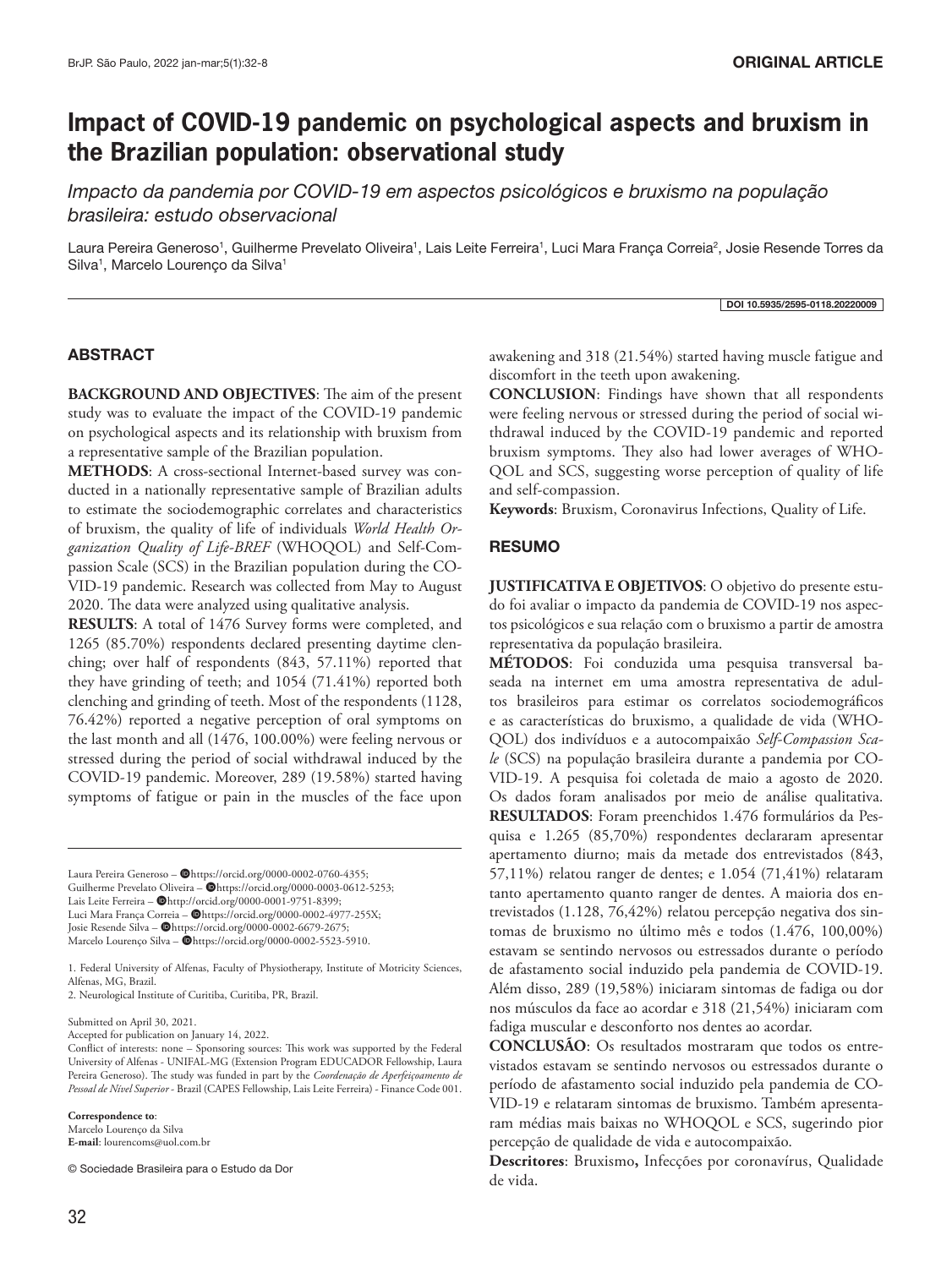ORIGINAL ARTICLE

# Impact of COVID-19 pandemic on psychological aspects and bruxism in the Brazilian population: observational study

*Impacto da pandemia por COVID-19 em aspectos psicológicos e bruxismo na população brasileira: estudo observacional*

Laura Pereira Generoso[1], Guilherme Prevelato Oliveira[1], Lais Leite Ferreira[1], Luci Mara França Correia[2], Josie Resende Torres da Silva[1], Marcelo Lourenço da Silva[1]

DOI 10.5935/2595-0118.20220009

## ABSTRACT

**BACKGROUND AND OBJECTIVES**: The aim of the present study was to evaluate the impact of the COVID-19 pandemic on psychological aspects and its relationship with bruxism from a representative sample of the Brazilian population.

**METHODS**: A cross-sectional Internet-based survey was conducted in a nationally representative sample of Brazilian adults to estimate the sociodemographic correlates and characteristics of bruxism, the quality of life of individuals *World Health Organization Quality of Life-BREF* (WHOQOL) and Self-Compassion Scale (SCS) in the Brazilian population during the COVID-19 pandemic. Research was collected from May to August 2020. The data were analyzed using qualitative analysis.

**RESULTS**: A total of 1476 Survey forms were completed, and 1265 (85.70%) respondents declared presenting daytime clenching; over half of respondents (843, 57.11%) reported that they have grinding of teeth; and 1054 (71.41%) reported both clenching and grinding of teeth. Most of the respondents (1128, 76.42%) reported a negative perception of oral symptoms on the last month and all (1476, 100.00%) were feeling nervous or stressed during the period of social withdrawal induced by the COVID-19 pandemic. Moreover, 289 (19.58%) started having symptoms of fatigue or pain in the muscles of the face upon awakening and 318 (21.54%) started having muscle fatigue and discomfort in the teeth upon awakening.

**CONCLUSION**: Findings have shown that all respondents were feeling nervous or stressed during the period of social withdrawal induced by the COVID-19 pandemic and reported bruxism symptoms. They also had lower averages of WHOQOL and SCS, suggesting worse perception of quality of life and self-compassion.

**Keywords**: Bruxism, Coronavirus Infections, Quality of Life.

## RESUMO

**JUSTIFICATIVA E OBJETIVOS**: O objetivo do presente estudo foi avaliar o impacto da pandemia de COVID-19 nos aspectos psicológicos e sua relação com o bruxismo a partir de amostra representativa da população brasileira.

**MÉTODOS**: Foi conduzida uma pesquisa transversal baseada na internet em uma amostra representativa de adultos brasileiros para estimar os correlatos sociodemográficos e as características do bruxismo, a qualidade de vida (WHOQOL) dos indivíduos e a autocompaixão *Self-Compassion Scale* (SCS) na população brasileira durante a pandemia por COVID-19. A pesquisa foi coletada de maio a agosto de 2020. Os dados foram analisados por meio de análise qualitativa.

**RESULTADOS**: Foram preenchidos 1.476 formulários da Pesquisa e 1.265 (85,70%) respondentes declararam apresentar apertamento diurno; mais da metade dos entrevistados (843, 57,11%) relatou ranger de dentes; e 1.054 (71,41%) relataram tanto apertamento quanto ranger de dentes. A maioria dos entrevistados (1.128, 76,42%) relatou percepção negativa dos sintomas de bruxismo no último mês e todos (1.476, 100,00%) estavam se sentindo nervosos ou estressados durante o período de afastamento social induzido pela pandemia de COVID-19. Além disso, 289 (19,58%) iniciaram sintomas de fadiga ou dor nos músculos da face ao acordar e 318 (21,54%) iniciaram com fadiga muscular e desconforto nos dentes ao acordar.

**CONCLUSÃO**: Os resultados mostraram que todos os entrevistados estavam se sentindo nervosos ou estressados durante o período de afastamento social induzido pela pandemia de COVID-19 e relataram sintomas de bruxismo. Também apresentaram médias mais baixas no WHOQOL e SCS, sugerindo pior percepção de qualidade de vida e autocompaixão.

**Descritores**: Bruxismo, Infecções por coronavírus, Qualidade de vida.

---

Laura Pereira Generoso – https://orcid.org/0000-0002-0760-4355;
Guilherme Prevelato Oliveira – https://orcid.org/0000-0003-0612-5253;
Lais Leite Ferreira – http://orcid.org/0000-0001-9751-8399;
Luci Mara França Correia – https://orcid.org/0000-0002-4977-255X;
Josie Resende Silva – https://orcid.org/0000-0002-6679-2675;
Marcelo Lourenço Silva – https://orcid.org/0000-0002-5523-5910.

1. Federal University of Alfenas, Faculty of Physiotherapy, Institute of Motricity Sciences, Alfenas, MG, Brazil.
2. Neurological Institute of Curitiba, Curitiba, PR, Brazil.

Submitted on April 30, 2021.
Accepted for publication on January 14, 2022.
Conflict of interests: none – Sponsoring sources: This work was supported by the Federal University of Alfenas - UNIFAL-MG (Extension Program EDUCADOR Fellowship, Laura Pereira Generoso). The study was funded in part by the *Coordenação de Aperfeiçoamento de Pessoal de Nível Superior* - Brazil (CAPES Fellowship, Lais Leite Ferreira) - Finance Code 001.

**Correspondence to**:
Marcelo Lourenço da Silva
**E-mail**: lourencoms@uol.com.br

© Sociedade Brasileira para o Estudo da Dor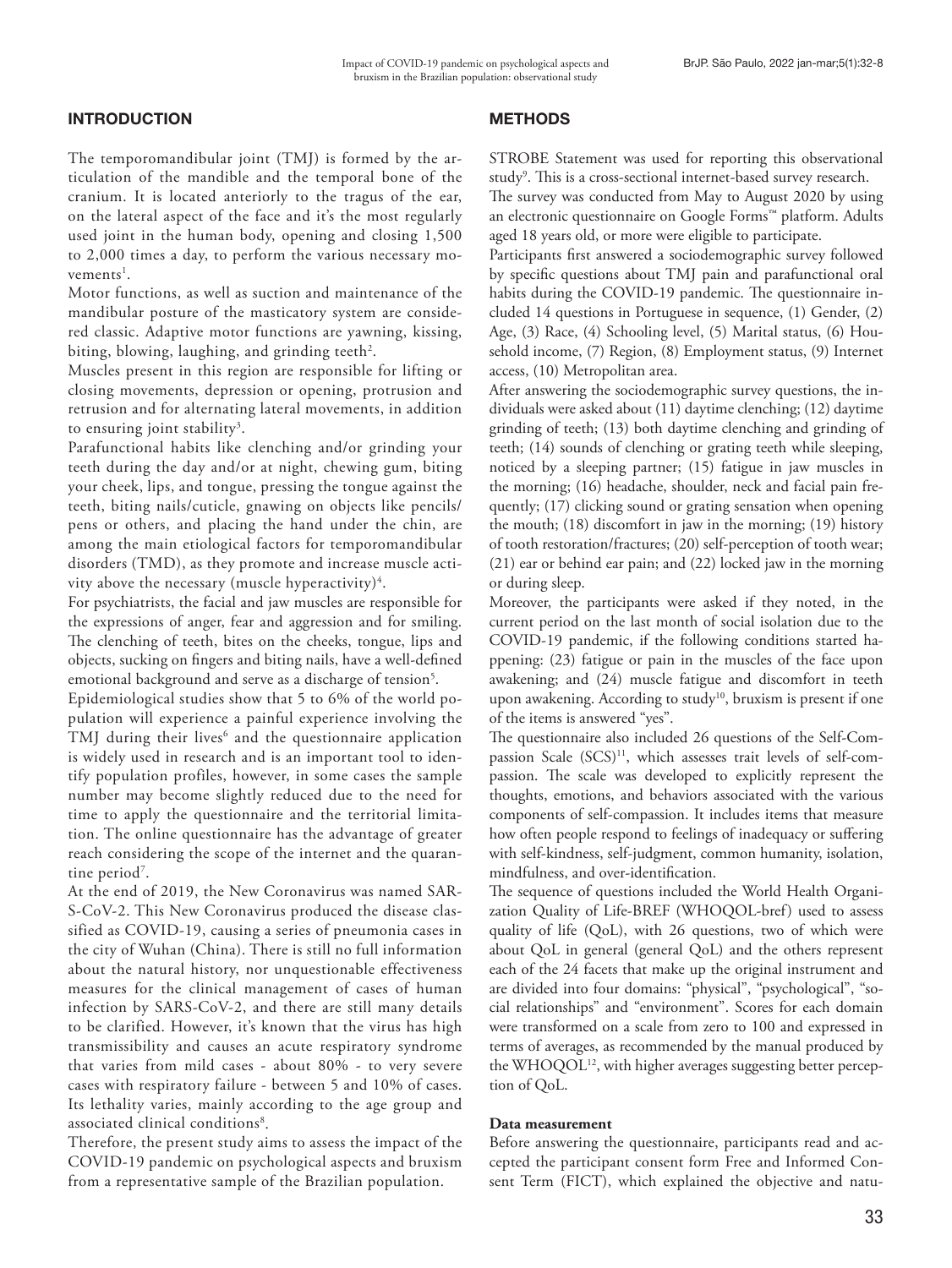## INTRODUCTION

The temporomandibular joint (TMJ) is formed by the articulation of the mandible and the temporal bone of the cranium. It is located anteriorly to the tragus of the ear, on the lateral aspect of the face and it's the most regularly used joint in the human body, opening and closing 1,500 to 2,000 times a day, to perform the various necessary movements[1].

Motor functions, as well as suction and maintenance of the mandibular posture of the masticatory system are considered classic. Adaptive motor functions are yawning, kissing, biting, blowing, laughing, and grinding teeth[2].

Muscles present in this region are responsible for lifting or closing movements, depression or opening, protrusion and retrusion and for alternating lateral movements, in addition to ensuring joint stability[3].

Parafunctional habits like clenching and/or grinding your teeth during the day and/or at night, chewing gum, biting your cheek, lips, and tongue, pressing the tongue against the teeth, biting nails/cuticle, gnawing on objects like pencils/pens or others, and placing the hand under the chin, are among the main etiological factors for temporomandibular disorders (TMD), as they promote and increase muscle activity above the necessary (muscle hyperactivity)[4].

For psychiatrists, the facial and jaw muscles are responsible for the expressions of anger, fear and aggression and for smiling. The clenching of teeth, bites on the cheeks, tongue, lips and objects, sucking on fingers and biting nails, have a well-defined emotional background and serve as a discharge of tension[5].

Epidemiological studies show that 5 to 6% of the world population will experience a painful experience involving the TMJ during their lives[6] and the questionnaire application is widely used in research and is an important tool to identify population profiles, however, in some cases the sample number may become slightly reduced due to the need for time to apply the questionnaire and the territorial limitation. The online questionnaire has the advantage of greater reach considering the scope of the internet and the quarantine period[7].

At the end of 2019, the New Coronavirus was named SARS-CoV-2. This New Coronavirus produced the disease classified as COVID-19, causing a series of pneumonia cases in the city of Wuhan (China). There is still no full information about the natural history, nor unquestionable effectiveness measures for the clinical management of cases of human infection by SARS-CoV-2, and there are still many details to be clarified. However, it's known that the virus has high transmissibility and causes an acute respiratory syndrome that varies from mild cases - about 80% - to very severe cases with respiratory failure - between 5 and 10% of cases. Its lethality varies, mainly according to the age group and associated clinical conditions[8].

Therefore, the present study aims to assess the impact of the COVID-19 pandemic on psychological aspects and bruxism from a representative sample of the Brazilian population.

## METHODS

STROBE Statement was used for reporting this observational study[9]. This is a cross-sectional internet-based survey research.

The survey was conducted from May to August 2020 by using an electronic questionnaire on Google Forms™ platform. Adults aged 18 years old, or more were eligible to participate.

Participants first answered a sociodemographic survey followed by specific questions about TMJ pain and parafunctional oral habits during the COVID-19 pandemic. The questionnaire included 14 questions in Portuguese in sequence, (1) Gender, (2) Age, (3) Race, (4) Schooling level, (5) Marital status, (6) Household income, (7) Region, (8) Employment status, (9) Internet access, (10) Metropolitan area.

After answering the sociodemographic survey questions, the individuals were asked about (11) daytime clenching; (12) daytime grinding of teeth; (13) both daytime clenching and grinding of teeth; (14) sounds of clenching or grating teeth while sleeping, noticed by a sleeping partner; (15) fatigue in jaw muscles in the morning; (16) headache, shoulder, neck and facial pain frequently; (17) clicking sound or grating sensation when opening the mouth; (18) discomfort in jaw in the morning; (19) history of tooth restoration/fractures; (20) self-perception of tooth wear; (21) ear or behind ear pain; and (22) locked jaw in the morning or during sleep.

Moreover, the participants were asked if they noted, in the current period on the last month of social isolation due to the COVID-19 pandemic, if the following conditions started happening: (23) fatigue or pain in the muscles of the face upon awakening; and (24) muscle fatigue and discomfort in teeth upon awakening. According to study[10], bruxism is present if one of the items is answered "yes".

The questionnaire also included 26 questions of the Self-Compassion Scale (SCS)[11], which assesses trait levels of self-compassion. The scale was developed to explicitly represent the thoughts, emotions, and behaviors associated with the various components of self-compassion. It includes items that measure how often people respond to feelings of inadequacy or suffering with self-kindness, self-judgment, common humanity, isolation, mindfulness, and over-identification.

The sequence of questions included the World Health Organization Quality of Life-BREF (WHOQOL-bref) used to assess quality of life (QoL), with 26 questions, two of which were about QoL in general (general QoL) and the others represent each of the 24 facets that make up the original instrument and are divided into four domains: "physical", "psychological", "social relationships" and "environment". Scores for each domain were transformed on a scale from zero to 100 and expressed in terms of averages, as recommended by the manual produced by the WHOQOL[12], with higher averages suggesting better perception of QoL.

### Data measurement

Before answering the questionnaire, participants read and accepted the participant consent form Free and Informed Consent Term (FICT), which explained the objective and natu-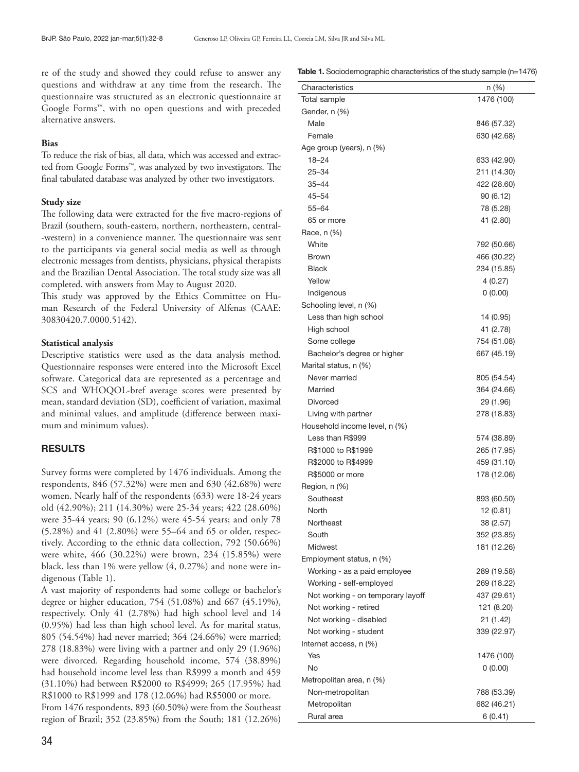re of the study and showed they could refuse to answer any questions and withdraw at any time from the research. The questionnaire was structured as an electronic questionnaire at Google Forms™, with no open questions and with preceded alternative answers.

**Bias**

To reduce the risk of bias, all data, which was accessed and extracted from Google Forms™, was analyzed by two investigators. The final tabulated database was analyzed by other two investigators.

**Study size**

The following data were extracted for the five macro-regions of Brazil (southern, south-eastern, northern, northeastern, central--western) in a convenience manner. The questionnaire was sent to the participants via general social media as well as through electronic messages from dentists, physicians, physical therapists and the Brazilian Dental Association. The total study size was all completed, with answers from May to August 2020.

This study was approved by the Ethics Committee on Human Research of the Federal University of Alfenas (CAAE: 30830420.7.0000.5142).

**Statistical analysis**

Descriptive statistics were used as the data analysis method. Questionnaire responses were entered into the Microsoft Excel software. Categorical data are represented as a percentage and SCS and WHOQOL-bref average scores were presented by mean, standard deviation (SD), coefficient of variation, maximal and minimal values, and amplitude (difference between maximum and minimum values).

## RESULTS

Survey forms were completed by 1476 individuals. Among the respondents, 846 (57.32%) were men and 630 (42.68%) were women. Nearly half of the respondents (633) were 18-24 years old (42.90%); 211 (14.30%) were 25-34 years; 422 (28.60%) were 35-44 years; 90 (6.12%) were 45-54 years; and only 78 (5.28%) and 41 (2.80%) were 55–64 and 65 or older, respectively. According to the ethnic data collection, 792 (50.66%) were white, 466 (30.22%) were brown, 234 (15.85%) were black, less than 1% were yellow (4, 0.27%) and none were indigenous (Table 1).

A vast majority of respondents had some college or bachelor's degree or higher education, 754 (51.08%) and 667 (45.19%), respectively. Only 41 (2.78%) had high school level and 14 (0.95%) had less than high school level. As for marital status, 805 (54.54%) had never married; 364 (24.66%) were married; 278 (18.83%) were living with a partner and only 29 (1.96%) were divorced. Regarding household income, 574 (38.89%) had household income level less than R$999 a month and 459 (31.10%) had between R$2000 to R$4999; 265 (17.95%) had R$1000 to R$1999 and 178 (12.06%) had R$5000 or more.

From 1476 respondents, 893 (60.50%) were from the Southeast region of Brazil; 352 (23.85%) from the South; 181 (12.26%)

**Table 1.** Sociodemographic characteristics of the study sample (n=1476)

| Characteristics | n (%) |
|---|---|
| Total sample | 1476 (100) |
| Gender, n (%) | |
| Male | 846 (57.32) |
| Female | 630 (42.68) |
| Age group (years), n (%) | |
| 18–24 | 633 (42.90) |
| 25–34 | 211 (14.30) |
| 35–44 | 422 (28.60) |
| 45–54 | 90 (6.12) |
| 55–64 | 78 (5.28) |
| 65 or more | 41 (2.80) |
| Race, n (%) | |
| White | 792 (50.66) |
| Brown | 466 (30.22) |
| Black | 234 (15.85) |
| Yellow | 4 (0.27) |
| Indigenous | 0 (0.00) |
| Schooling level, n (%) | |
| Less than high school | 14 (0.95) |
| High school | 41 (2.78) |
| Some college | 754 (51.08) |
| Bachelor's degree or higher | 667 (45.19) |
| Marital status, n (%) | |
| Never married | 805 (54.54) |
| Married | 364 (24.66) |
| Divorced | 29 (1.96) |
| Living with partner | 278 (18.83) |
| Household income level, n (%) | |
| Less than R$999 | 574 (38.89) |
| R$1000 to R$1999 | 265 (17.95) |
| R$2000 to R$4999 | 459 (31.10) |
| R$5000 or more | 178 (12.06) |
| Region, n (%) | |
| Southeast | 893 (60.50) |
| North | 12 (0.81) |
| Northeast | 38 (2.57) |
| South | 352 (23.85) |
| Midwest | 181 (12.26) |
| Employment status, n (%) | |
| Working - as a paid employee | 289 (19.58) |
| Working - self-employed | 269 (18.22) |
| Not working - on temporary layoff | 437 (29.61) |
| Not working - retired | 121 (8.20) |
| Not working - disabled | 21 (1.42) |
| Not working - student | 339 (22.97) |
| Internet access, n (%) | |
| Yes | 1476 (100) |
| No | 0 (0.00) |
| Metropolitan area, n (%) | |
| Non-metropolitan | 788 (53.39) |
| Metropolitan | 682 (46.21) |
| Rural area | 6 (0.41) |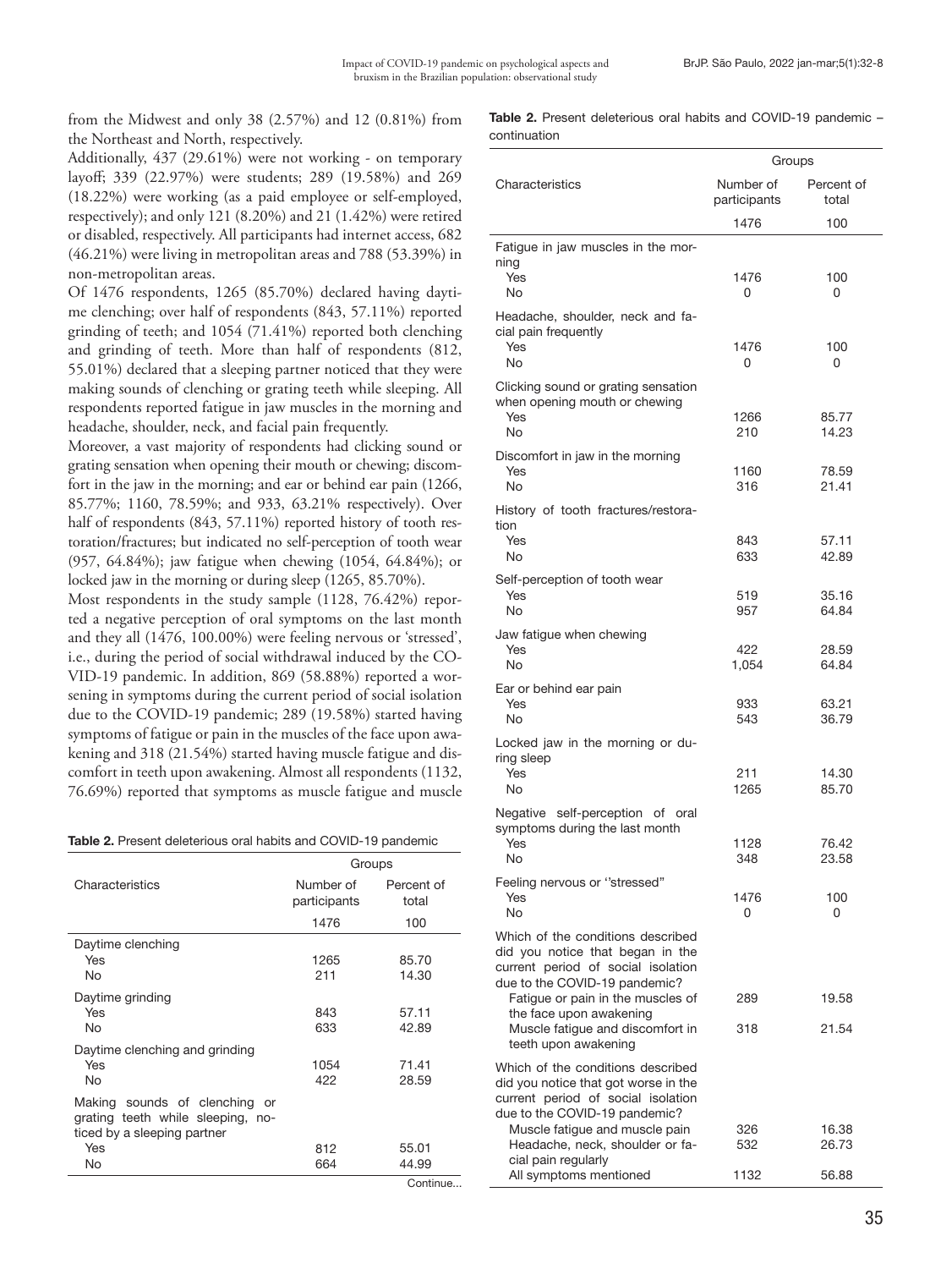from the Midwest and only 38 (2.57%) and 12 (0.81%) from the Northeast and North, respectively.

Additionally, 437 (29.61%) were not working - on temporary layoff; 339 (22.97%) were students; 289 (19.58%) and 269 (18.22%) were working (as a paid employee or self-employed, respectively); and only 121 (8.20%) and 21 (1.42%) were retired or disabled, respectively. All participants had internet access, 682 (46.21%) were living in metropolitan areas and 788 (53.39%) in non-metropolitan areas.

Of 1476 respondents, 1265 (85.70%) declared having daytime clenching; over half of respondents (843, 57.11%) reported grinding of teeth; and 1054 (71.41%) reported both clenching and grinding of teeth. More than half of respondents (812, 55.01%) declared that a sleeping partner noticed that they were making sounds of clenching or grating teeth while sleeping. All respondents reported fatigue in jaw muscles in the morning and headache, shoulder, neck, and facial pain frequently.

Moreover, a vast majority of respondents had clicking sound or grating sensation when opening their mouth or chewing; discomfort in the jaw in the morning; and ear or behind ear pain (1266, 85.77%; 1160, 78.59%; and 933, 63.21% respectively). Over half of respondents (843, 57.11%) reported history of tooth restoration/fractures; but indicated no self-perception of tooth wear (957, 64.84%); jaw fatigue when chewing (1054, 64.84%); or locked jaw in the morning or during sleep (1265, 85.70%).

Most respondents in the study sample (1128, 76.42%) reported a negative perception of oral symptoms on the last month and they all (1476, 100.00%) were feeling nervous or 'stressed', i.e., during the period of social withdrawal induced by the COVID-19 pandemic. In addition, 869 (58.88%) reported a worsening in symptoms during the current period of social isolation due to the COVID-19 pandemic; 289 (19.58%) started having symptoms of fatigue or pain in the muscles of the face upon awakening and 318 (21.54%) started having muscle fatigue and discomfort in teeth upon awakening. Almost all respondents (1132, 76.69%) reported that symptoms as muscle fatigue and muscle

**Table 2.** Present deleterious oral habits and COVID-19 pandemic

| Characteristics | Groups | |
|---|---|---|
| | Number of participants | Percent of total |
| | 1476 | 100 |
| Daytime clenching | | |
| Yes | 1265 | 85.70 |
| No | 211 | 14.30 |
| Daytime grinding | | |
| Yes | 843 | 57.11 |
| No | 633 | 42.89 |
| Daytime clenching and grinding | | |
| Yes | 1054 | 71.41 |
| No | 422 | 28.59 |
| Making sounds of clenching or grating teeth while sleeping, noticed by a sleeping partner | | |
| Yes | 812 | 55.01 |
| No | 664 | 44.99 |

Continue...

**Table 2.** Present deleterious oral habits and COVID-19 pandemic – continuation

| Characteristics | Groups | |
|---|---|---|
| | Number of participants | Percent of total |
| | 1476 | 100 |
| Fatigue in jaw muscles in the morning | | |
| Yes | 1476 | 100 |
| No | 0 | 0 |
| Headache, shoulder, neck and facial pain frequently | | |
| Yes | 1476 | 100 |
| No | 0 | 0 |
| Clicking sound or grating sensation when opening mouth or chewing | | |
| Yes | 1266 | 85.77 |
| No | 210 | 14.23 |
| Discomfort in jaw in the morning | | |
| Yes | 1160 | 78.59 |
| No | 316 | 21.41 |
| History of tooth fractures/restoration | | |
| Yes | 843 | 57.11 |
| No | 633 | 42.89 |
| Self-perception of tooth wear | | |
| Yes | 519 | 35.16 |
| No | 957 | 64.84 |
| Jaw fatigue when chewing | | |
| Yes | 422 | 28.59 |
| No | 1,054 | 64.84 |
| Ear or behind ear pain | | |
| Yes | 933 | 63.21 |
| No | 543 | 36.79 |
| Locked jaw in the morning or during sleep | | |
| Yes | 211 | 14.30 |
| No | 1265 | 85.70 |
| Negative self-perception of oral symptoms during the last month | | |
| Yes | 1128 | 76.42 |
| No | 348 | 23.58 |
| Feeling nervous or "stressed" | | |
| Yes | 1476 | 100 |
| No | 0 | 0 |
| Which of the conditions described did you notice that began in the current period of social isolation due to the COVID-19 pandemic? | | |
| Fatigue or pain in the muscles of the face upon awakening | 289 | 19.58 |
| Muscle fatigue and discomfort in teeth upon awakening | 318 | 21.54 |
| Which of the conditions described did you notice that got worse in the current period of social isolation due to the COVID-19 pandemic? | | |
| Muscle fatigue and muscle pain | 326 | 16.38 |
| Headache, neck, shoulder or facial pain regularly | 532 | 26.73 |
| All symptoms mentioned | 1132 | 56.88 |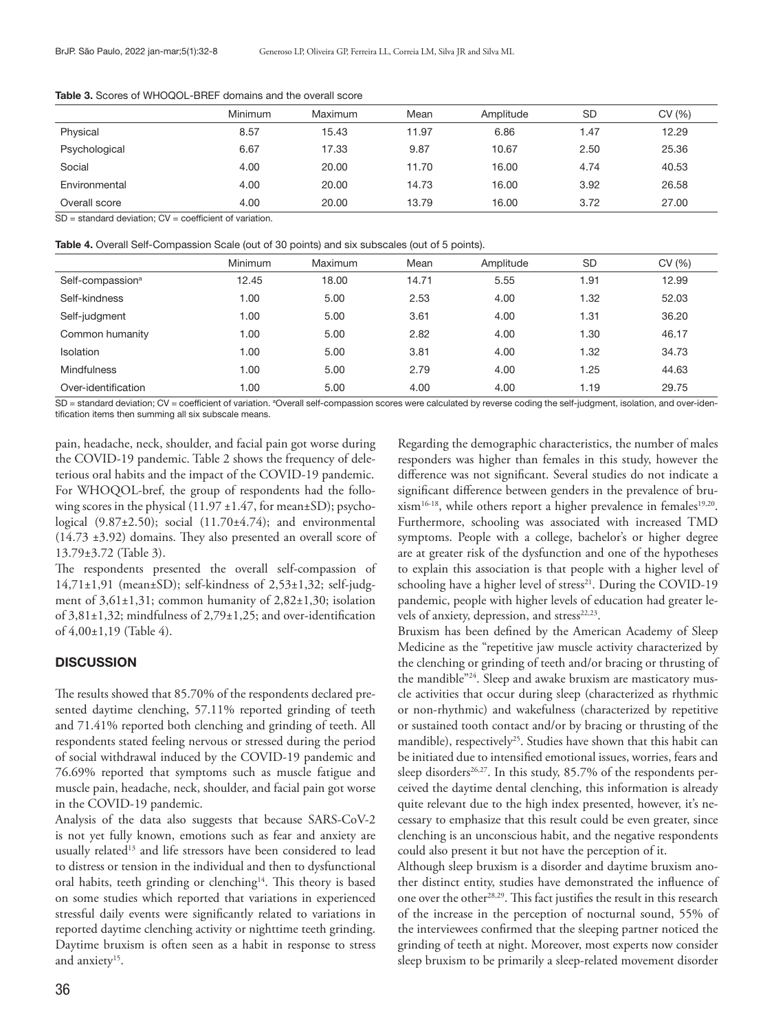**Table 3.** Scores of WHOQOL-BREF domains and the overall score

| | Minimum | Maximum | Mean | Amplitude | SD | CV (%) |
|---|---|---|---|---|---|---|
| Physical | 8.57 | 15.43 | 11.97 | 6.86 | 1.47 | 12.29 |
| Psychological | 6.67 | 17.33 | 9.87 | 10.67 | 2.50 | 25.36 |
| Social | 4.00 | 20.00 | 11.70 | 16.00 | 4.74 | 40.53 |
| Environmental | 4.00 | 20.00 | 14.73 | 16.00 | 3.92 | 26.58 |
| Overall score | 4.00 | 20.00 | 13.79 | 16.00 | 3.72 | 27.00 |

SD = standard deviation; CV = coefficient of variation.

**Table 4.** Overall Self-Compassion Scale (out of 30 points) and six subscales (out of 5 points).

| | Minimum | Maximum | Mean | Amplitude | SD | CV (%) |
|---|---|---|---|---|---|---|
| Self-compassion[a] | 12.45 | 18.00 | 14.71 | 5.55 | 1.91 | 12.99 |
| Self-kindness | 1.00 | 5.00 | 2.53 | 4.00 | 1.32 | 52.03 |
| Self-judgment | 1.00 | 5.00 | 3.61 | 4.00 | 1.31 | 36.20 |
| Common humanity | 1.00 | 5.00 | 2.82 | 4.00 | 1.30 | 46.17 |
| Isolation | 1.00 | 5.00 | 3.81 | 4.00 | 1.32 | 34.73 |
| Mindfulness | 1.00 | 5.00 | 2.79 | 4.00 | 1.25 | 44.63 |
| Over-identification | 1.00 | 5.00 | 4.00 | 4.00 | 1.19 | 29.75 |

SD = standard deviation; CV = coefficient of variation. [a]Overall self-compassion scores were calculated by reverse coding the self-judgment, isolation, and over-identification items then summing all six subscale means.

pain, headache, neck, shoulder, and facial pain got worse during the COVID-19 pandemic. Table 2 shows the frequency of deleterious oral habits and the impact of the COVID-19 pandemic.

For WHOQOL-bref, the group of respondents had the following scores in the physical (11.97 ±1.47, for mean±SD); psychological (9.87±2.50); social (11.70±4.74); and environmental (14.73 ±3.92) domains. They also presented an overall score of 13.79±3.72 (Table 3).

The respondents presented the overall self-compassion of 14,71±1,91 (mean±SD); self-kindness of 2,53±1,32; self-judgment of 3,61±1,31; common humanity of 2,82±1,30; isolation of 3,81±1,32; mindfulness of 2,79±1,25; and over-identification of 4,00±1,19 (Table 4).

## DISCUSSION

The results showed that 85.70% of the respondents declared presented daytime clenching, 57.11% reported grinding of teeth and 71.41% reported both clenching and grinding of teeth. All respondents stated feeling nervous or stressed during the period of social withdrawal induced by the COVID-19 pandemic and 76.69% reported that symptoms such as muscle fatigue and muscle pain, headache, neck, shoulder, and facial pain got worse in the COVID-19 pandemic.

Analysis of the data also suggests that because SARS-CoV-2 is not yet fully known, emotions such as fear and anxiety are usually related[13] and life stressors have been considered to lead to distress or tension in the individual and then to dysfunctional oral habits, teeth grinding or clenching[14]. This theory is based on some studies which reported that variations in experienced stressful daily events were significantly related to variations in reported daytime clenching activity or nighttime teeth grinding. Daytime bruxism is often seen as a habit in response to stress and anxiety[15].

Regarding the demographic characteristics, the number of males responders was higher than females in this study, however the difference was not significant. Several studies do not indicate a significant difference between genders in the prevalence of bruxism[16-18], while others report a higher prevalence in females[19,20]. Furthermore, schooling was associated with increased TMD symptoms. People with a college, bachelor's or higher degree are at greater risk of the dysfunction and one of the hypotheses to explain this association is that people with a higher level of schooling have a higher level of stress[21]. During the COVID-19 pandemic, people with higher levels of education had greater levels of anxiety, depression, and stress[22,23].

Bruxism has been defined by the American Academy of Sleep Medicine as the "repetitive jaw muscle activity characterized by the clenching or grinding of teeth and/or bracing or thrusting of the mandible"[24]. Sleep and awake bruxism are masticatory muscle activities that occur during sleep (characterized as rhythmic or non-rhythmic) and wakefulness (characterized by repetitive or sustained tooth contact and/or by bracing or thrusting of the mandible), respectively[25]. Studies have shown that this habit can be initiated due to intensified emotional issues, worries, fears and sleep disorders[26,27]. In this study, 85.7% of the respondents perceived the daytime dental clenching, this information is already quite relevant due to the high index presented, however, it's necessary to emphasize that this result could be even greater, since clenching is an unconscious habit, and the negative respondents could also present it but not have the perception of it.

Although sleep bruxism is a disorder and daytime bruxism another distinct entity, studies have demonstrated the influence of one over the other[28,29]. This fact justifies the result in this research of the increase in the perception of nocturnal sound, 55% of the interviewees confirmed that the sleeping partner noticed the grinding of teeth at night. Moreover, most experts now consider sleep bruxism to be primarily a sleep-related movement disorder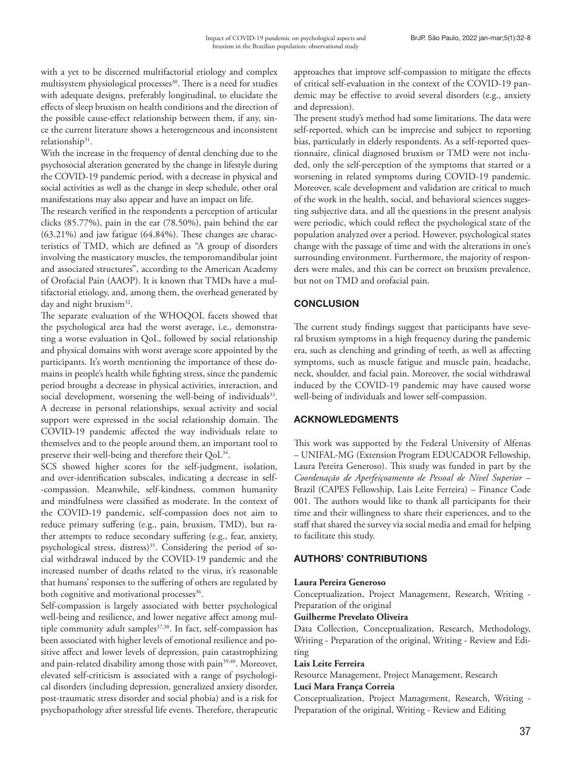with a yet to be discerned multifactorial etiology and complex multisystem physiological processes[30]. There is a need for studies with adequate designs, preferably longitudinal, to elucidate the effects of sleep bruxism on health conditions and the direction of the possible cause-effect relationship between them, if any, since the current literature shows a heterogeneous and inconsistent relationship[31].

With the increase in the frequency of dental clenching due to the psychosocial alteration generated by the change in lifestyle during the COVID-19 pandemic period, with a decrease in physical and social activities as well as the change in sleep schedule, other oral manifestations may also appear and have an impact on life.

The research verified in the respondents a perception of articular clicks (85.77%), pain in the ear (78.50%), pain behind the ear (63.21%) and jaw fatigue (64.84%). These changes are characteristics of TMD, which are defined as "A group of disorders involving the masticatory muscles, the temporomandibular joint and associated structures", according to the American Academy of Orofacial Pain (AAOP). It is known that TMDs have a multifactorial etiology, and, among them, the overhead generated by day and night bruxism[32].

The separate evaluation of the WHOQOL facets showed that the psychological area had the worst average, i.e., demonstrating a worse evaluation in QoL, followed by social relationship and physical domains with worst average score appointed by the participants. It's worth mentioning the importance of these domains in people's health while fighting stress, since the pandemic period brought a decrease in physical activities, interaction, and social development, worsening the well-being of individuals[33]. A decrease in personal relationships, sexual activity and social support were expressed in the social relationship domain. The COVID-19 pandemic affected the way individuals relate to themselves and to the people around them, an important tool to preserve their well-being and therefore their QoL[34].

SCS showed higher scores for the self-judgment, isolation, and over-identification subscales, indicating a decrease in self--compassion. Meanwhile, self-kindness, common humanity and mindfulness were classified as moderate. In the context of the COVID-19 pandemic, self-compassion does not aim to reduce primary suffering (e.g., pain, bruxism, TMD), but rather attempts to reduce secondary suffering (e.g., fear, anxiety, psychological stress, distress)[35]. Considering the period of social withdrawal induced by the COVID-19 pandemic and the increased number of deaths related to the virus, it's reasonable that humans' responses to the suffering of others are regulated by both cognitive and motivational processes[36].

Self-compassion is largely associated with better psychological well-being and resilience, and lower negative affect among multiple community adult samples[37,38]. In fact, self-compassion has been associated with higher levels of emotional resilience and positive affect and lower levels of depression, pain catastrophizing and pain-related disability among those with pain[39,40]. Moreover, elevated self-criticism is associated with a range of psychological disorders (including depression, generalized anxiety disorder, post-traumatic stress disorder and social phobia) and is a risk for psychopathology after stressful life events. Therefore, therapeutic approaches that improve self-compassion to mitigate the effects of critical self-evaluation in the context of the COVID-19 pandemic may be effective to avoid several disorders (e.g., anxiety and depression).

The present study's method had some limitations. The data were self-reported, which can be imprecise and subject to reporting bias, particularly in elderly respondents. As a self-reported questionnaire, clinical diagnosed bruxism or TMD were not included, only the self-perception of the symptoms that started or a worsening in related symptoms during COVID-19 pandemic. Moreover, scale development and validation are critical to much of the work in the health, social, and behavioral sciences suggesting subjective data, and all the questions in the present analysis were periodic, which could reflect the psychological state of the population analyzed over a period. However, psychological states change with the passage of time and with the alterations in one's surrounding environment. Furthermore, the majority of responders were males, and this can be correct on bruxism prevalence, but not on TMD and orofacial pain.

## CONCLUSION

The current study findings suggest that participants have several bruxism symptoms in a high frequency during the pandemic era, such as clenching and grinding of teeth, as well as affecting symptoms, such as muscle fatigue and muscle pain, headache, neck, shoulder, and facial pain. Moreover, the social withdrawal induced by the COVID-19 pandemic may have caused worse well-being of individuals and lower self-compassion.

## ACKNOWLEDGMENTS

This work was supported by the Federal University of Alfenas – UNIFAL-MG (Extension Program EDUCADOR Fellowship, Laura Pereira Generoso). This study was funded in part by the *Coordenação de Aperfeiçoamento de Pessoal de Nível Superior* – Brazil (CAPES Fellowship, Lais Leite Ferreira) – Finance Code 001. The authors would like to thank all participants for their time and their willingness to share their experiences, and to the staff that shared the survey via social media and email for helping to facilitate this study.

## AUTHORS' CONTRIBUTIONS

**Laura Pereira Generoso**

Conceptualization, Project Management, Research, Writing - Preparation of the original

**Guilherme Prevelato Oliveira**

Data Collection, Conceptualization, Research, Methodology, Writing - Preparation of the original, Writing - Review and Editing

**Lais Leite Ferreira**

Resource Management, Project Management, Research

**Luci Mara França Correia**

Conceptualization, Project Management, Research, Writing - Preparation of the original, Writing - Review and Editing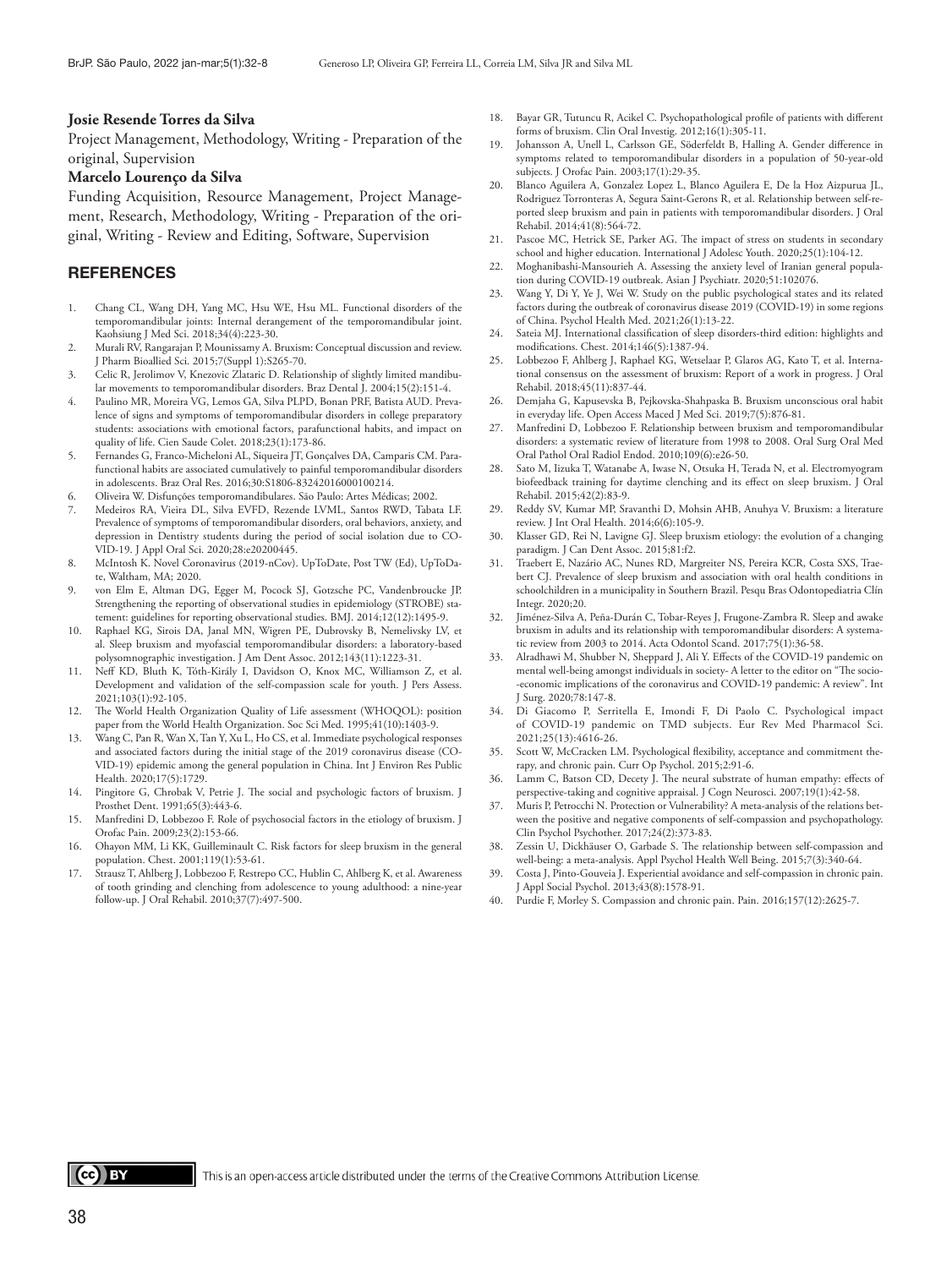**Josie Resende Torres da Silva**

Project Management, Methodology, Writing - Preparation of the original, Supervision

**Marcelo Lourenço da Silva**

Funding Acquisition, Resource Management, Project Management, Research, Methodology, Writing - Preparation of the original, Writing - Review and Editing, Software, Supervision

## REFERENCES

1. Chang CL, Wang DH, Yang MC, Hsu WE, Hsu ML. Functional disorders of the temporomandibular joints: Internal derangement of the temporomandibular joint. Kaohsiung J Med Sci. 2018;34(4):223-30.
2. Murali RV, Rangarajan P, Mounissamy A. Bruxism: Conceptual discussion and review. J Pharm Bioallied Sci. 2015;7(Suppl 1):S265-70.
3. Celic R, Jerolimov V, Knezovic Zlataric D. Relationship of slightly limited mandibular movements to temporomandibular disorders. Braz Dental J. 2004;15(2):151-4.
4. Paulino MR, Moreira VG, Lemos GA, Silva PLPD, Bonan PRF, Batista AUD. Prevalence of signs and symptoms of temporomandibular disorders in college preparatory students: associations with emotional factors, parafunctional habits, and impact on quality of life. Cien Saude Colet. 2018;23(1):173-86.
5. Fernandes G, Franco-Micheloni AL, Siqueira JT, Gonçalves DA, Camparis CM. Parafunctional habits are associated cumulatively to painful temporomandibular disorders in adolescents. Braz Oral Res. 2016;30:S1806-83242016000100214.
6. Oliveira W. Disfunções temporomandibulares. São Paulo: Artes Médicas; 2002.
7. Medeiros RA, Vieira DL, Silva EVFD, Rezende LVML, Santos RWD, Tabata LF. Prevalence of symptoms of temporomandibular disorders, oral behaviors, anxiety, and depression in Dentistry students during the period of social isolation due to COVID-19. J Appl Oral Sci. 2020;28:e20200445.
8. McIntosh K. Novel Coronavirus (2019-nCov). UpToDate, Post TW (Ed), UpToDate, Waltham, MA; 2020.
9. von Elm E, Altman DG, Egger M, Pocock SJ, Gotzsche PC, Vandenbroucke JP. Strengthening the reporting of observational studies in epidemiology (STROBE) statement: guidelines for reporting observational studies. BMJ. 2014;12(12):1495-9.
10. Raphael KG, Sirois DA, Janal MN, Wigren PE, Dubrovsky B, Nemelivsky LV, et al. Sleep bruxism and myofascial temporomandibular disorders: a laboratory-based polysomnographic investigation. J Am Dent Assoc. 2012;143(11):1223-31.
11. Neff KD, Bluth K, Tóth-Király I, Davidson O, Knox MC, Williamson Z, et al. Development and validation of the self-compassion scale for youth. J Pers Assess. 2021;103(1):92-105.
12. The World Health Organization Quality of Life assessment (WHOQOL): position paper from the World Health Organization. Soc Sci Med. 1995;41(10):1403-9.
13. Wang C, Pan R, Wan X, Tan Y, Xu L, Ho CS, et al. Immediate psychological responses and associated factors during the initial stage of the 2019 coronavirus disease (COVID-19) epidemic among the general population in China. Int J Environ Res Public Health. 2020;17(5):1729.
14. Pingitore G, Chrobak V, Petrie J. The social and psychologic factors of bruxism. J Prosthet Dent. 1991;65(3):443-6.
15. Manfredini D, Lobbezoo F. Role of psychosocial factors in the etiology of bruxism. J Orofac Pain. 2009;23(2):153-66.
16. Ohayon MM, Li KK, Guilleminault C. Risk factors for sleep bruxism in the general population. Chest. 2001;119(1):53-61.
17. Strausz T, Ahlberg J, Lobbezoo F, Restrepo CC, Hublin C, Ahlberg K, et al. Awareness of tooth grinding and clenching from adolescence to young adulthood: a nine-year follow-up. J Oral Rehabil. 2010;37(7):497-500.
18. Bayar GR, Tutuncu R, Acikel C. Psychopathological profile of patients with different forms of bruxism. Clin Oral Investig. 2012;16(1):305-11.
19. Johansson A, Unell L, Carlsson GE, Söderfeldt B, Halling A. Gender difference in symptoms related to temporomandibular disorders in a population of 50-year-old subjects. J Orofac Pain. 2003;17(1):29-35.
20. Blanco Aguilera A, Gonzalez Lopez L, Blanco Aguilera E, De la Hoz Aizpurua JL, Rodriguez Torronteras A, Segura Saint-Gerons R, et al. Relationship between self-reported sleep bruxism and pain in patients with temporomandibular disorders. J Oral Rehabil. 2014;41(8):564-72.
21. Pascoe MC, Hetrick SE, Parker AG. The impact of stress on students in secondary school and higher education. International J Adolesc Youth. 2020;25(1):104-12.
22. Moghanibashi-Mansourieh A. Assessing the anxiety level of Iranian general population during COVID-19 outbreak. Asian J Psychiatr. 2020;51:102076.
23. Wang Y, Di Y, Ye J, Wei W. Study on the public psychological states and its related factors during the outbreak of coronavirus disease 2019 (COVID-19) in some regions of China. Psychol Health Med. 2021;26(1):13-22.
24. Sateia MJ. International classification of sleep disorders-third edition: highlights and modifications. Chest. 2014;146(5):1387-94.
25. Lobbezoo F, Ahlberg J, Raphael KG, Wetselaar P, Glaros AG, Kato T, et al. International consensus on the assessment of bruxism: Report of a work in progress. J Oral Rehabil. 2018;45(11):837-44.
26. Demjaha G, Kapusevska B, Pejkovska-Shahpaska B. Bruxism unconscious oral habit in everyday life. Open Access Maced J Med Sci. 2019;7(5):876-81.
27. Manfredini D, Lobbezoo F. Relationship between bruxism and temporomandibular disorders: a systematic review of literature from 1998 to 2008. Oral Surg Oral Med Oral Pathol Oral Radiol Endod. 2010;109(6):e26-50.
28. Sato M, Iizuka T, Watanabe A, Iwase N, Otsuka H, Terada N, et al. Electromyogram biofeedback training for daytime clenching and its effect on sleep bruxism. J Oral Rehabil. 2015;42(2):83-9.
29. Reddy SV, Kumar MP, Sravanthi D, Mohsin AHB, Anuhya V. Bruxism: a literature review. J Int Oral Health. 2014;6(6):105-9.
30. Klasser GD, Rei N, Lavigne GJ. Sleep bruxism etiology: the evolution of a changing paradigm. J Can Dent Assoc. 2015;81:f2.
31. Traebert E, Nazário AC, Nunes RD, Margreiter NS, Pereira KCR, Costa SXS, Traebert CJ. Prevalence of sleep bruxism and association with oral health conditions in schoolchildren in a municipality in Southern Brazil. Pesqu Bras Odontopediatria Clín Integr. 2020;20.
32. Jiménez-Silva A, Peña-Durán C, Tobar-Reyes J, Frugone-Zambra R. Sleep and awake bruxism in adults and its relationship with temporomandibular disorders: A systematic review from 2003 to 2014. Acta Odontol Scand. 2017;75(1):36-58.
33. Alradhawi M, Shubber N, Sheppard J, Ali Y. Effects of the COVID-19 pandemic on mental well-being amongst individuals in society- A letter to the editor on "The socio-economic implications of the coronavirus and COVID-19 pandemic: A review". Int J Surg. 2020;78:147-8.
34. Di Giacomo P, Serritella E, Imondi F, Di Paolo C. Psychological impact of COVID-19 pandemic on TMD subjects. Eur Rev Med Pharmacol Sci. 2021;25(13):4616-26.
35. Scott W, McCracken LM. Psychological flexibility, acceptance and commitment therapy, and chronic pain. Curr Op Psychol. 2015;2:91-6.
36. Lamm C, Batson CD, Decety J. The neural substrate of human empathy: effects of perspective-taking and cognitive appraisal. J Cogn Neurosci. 2007;19(1):42-58.
37. Muris P, Petrocchi N. Protection or Vulnerability? A meta-analysis of the relations between the positive and negative components of self-compassion and psychopathology. Clin Psychol Psychother. 2017;24(2):373-83.
38. Zessin U, Dickhäuser O, Garbade S. The relationship between self-compassion and well-being: a meta-analysis. Appl Psychol Health Well Being. 2015;7(3):340-64.
39. Costa J, Pinto-Gouveia J. Experiential avoidance and self-compassion in chronic pain. J Appl Social Psychol. 2013;43(8):1578-91.
40. Purdie F, Morley S. Compassion and chronic pain. Pain. 2016;157(12):2625-7.

This is an open-access article distributed under the terms of the Creative Commons Attribution License.